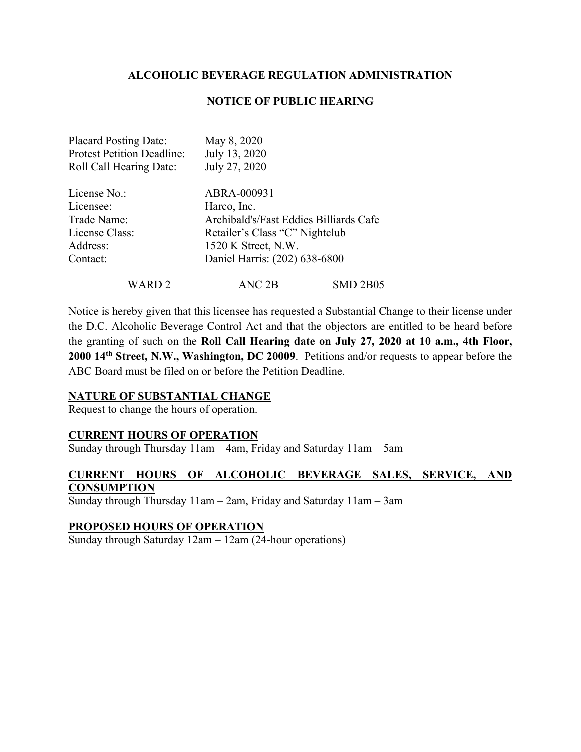## ALCOHOLIC BEVERAGE REGULATION ADMINISTRATION

## NOTICE OF PUBLIC HEARING

Placard Posting Date: May 8, 2020
Protest Petition Deadline: July 13, 2020
Roll Call Hearing Date: July 27, 2020

License No.: ABRA-000931
Licensee: Harco, Inc.
Trade Name: Archibald's/Fast Eddies Billiards Cafe
License Class: Retailer's Class "C" Nightclub
Address: 1520 K Street, N.W.
Contact: Daniel Harris: (202) 638-6800

WARD 2 ANC 2B SMD 2B05

Notice is hereby given that this licensee has requested a Substantial Change to their license under the D.C. Alcoholic Beverage Control Act and that the objectors are entitled to be heard before the granting of such on the **Roll Call Hearing date on July 27, 2020 at 10 a.m., 4th Floor, 2000 14th Street, N.W., Washington, DC 20009**. Petitions and/or requests to appear before the ABC Board must be filed on or before the Petition Deadline.

**NATURE OF SUBSTANTIAL CHANGE**
Request to change the hours of operation.

**CURRENT HOURS OF OPERATION**
Sunday through Thursday 11am – 4am, Friday and Saturday 11am – 5am

**CURRENT HOURS OF ALCOHOLIC BEVERAGE SALES, SERVICE, AND CONSUMPTION**
Sunday through Thursday 11am – 2am, Friday and Saturday 11am – 3am

**PROPOSED HOURS OF OPERATION**
Sunday through Saturday 12am – 12am (24-hour operations)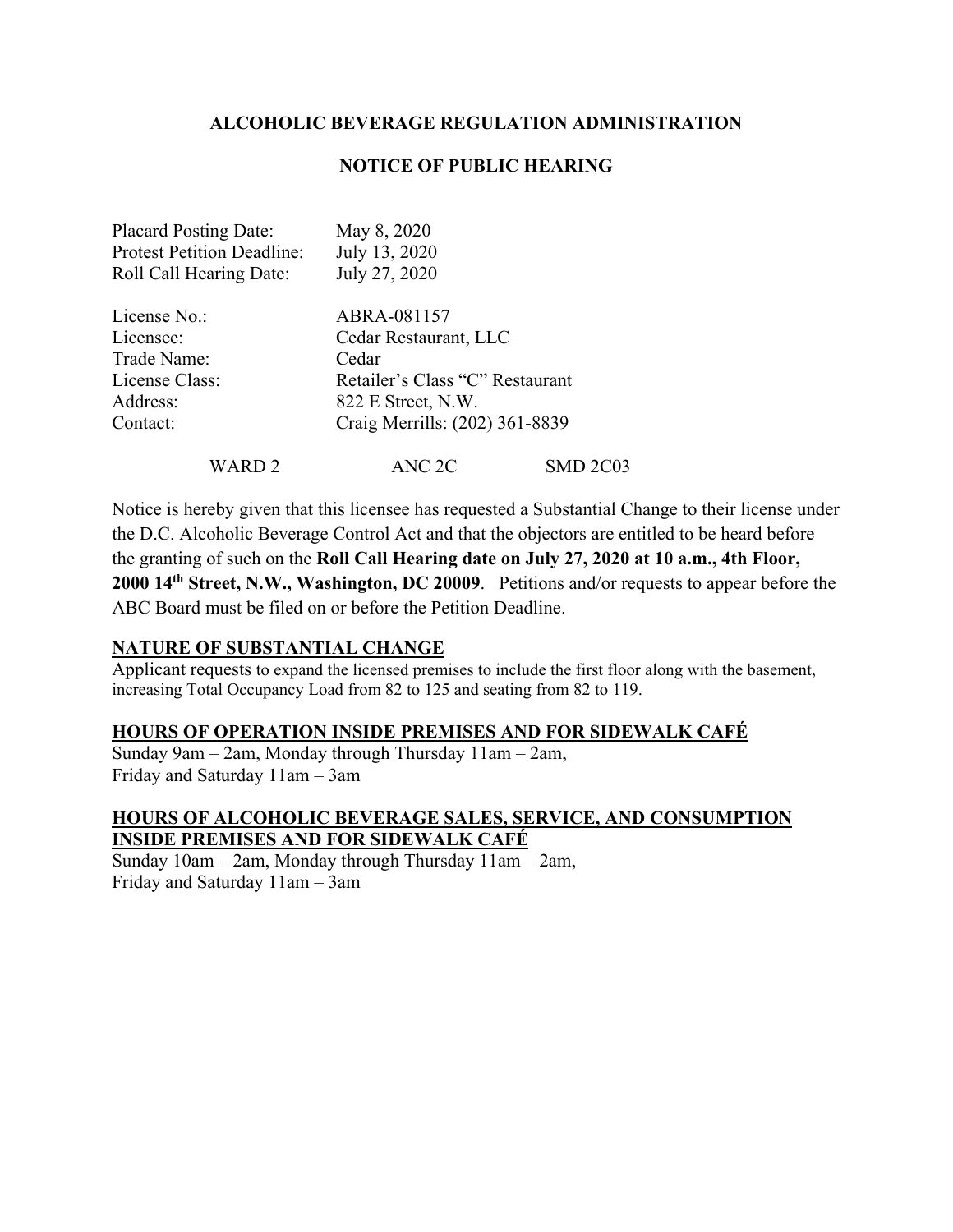**ALCOHOLIC BEVERAGE REGULATION ADMINISTRATION**

**NOTICE OF PUBLIC HEARING**

Placard Posting Date: May 8, 2020
Protest Petition Deadline: July 13, 2020
Roll Call Hearing Date: July 27, 2020

License No.: ABRA-081157
Licensee: Cedar Restaurant, LLC
Trade Name: Cedar
License Class: Retailer's Class "C" Restaurant
Address: 822 E Street, N.W.
Contact: Craig Merrills: (202) 361-8839

WARD 2 ANC 2C SMD 2C03

Notice is hereby given that this licensee has requested a Substantial Change to their license under the D.C. Alcoholic Beverage Control Act and that the objectors are entitled to be heard before the granting of such on the **Roll Call Hearing date on July 27, 2020 at 10 a.m., 4th Floor, 2000 14th Street, N.W., Washington, DC 20009**. Petitions and/or requests to appear before the ABC Board must be filed on or before the Petition Deadline.

**NATURE OF SUBSTANTIAL CHANGE**

Applicant requests to expand the licensed premises to include the first floor along with the basement, increasing Total Occupancy Load from 82 to 125 and seating from 82 to 119.

**HOURS OF OPERATION INSIDE PREMISES AND FOR SIDEWALK CAFÉ**

Sunday 9am – 2am, Monday through Thursday 11am – 2am,
Friday and Saturday 11am – 3am

**HOURS OF ALCOHOLIC BEVERAGE SALES, SERVICE, AND CONSUMPTION INSIDE PREMISES AND FOR SIDEWALK CAFÉ**

Sunday 10am – 2am, Monday through Thursday 11am – 2am,
Friday and Saturday 11am – 3am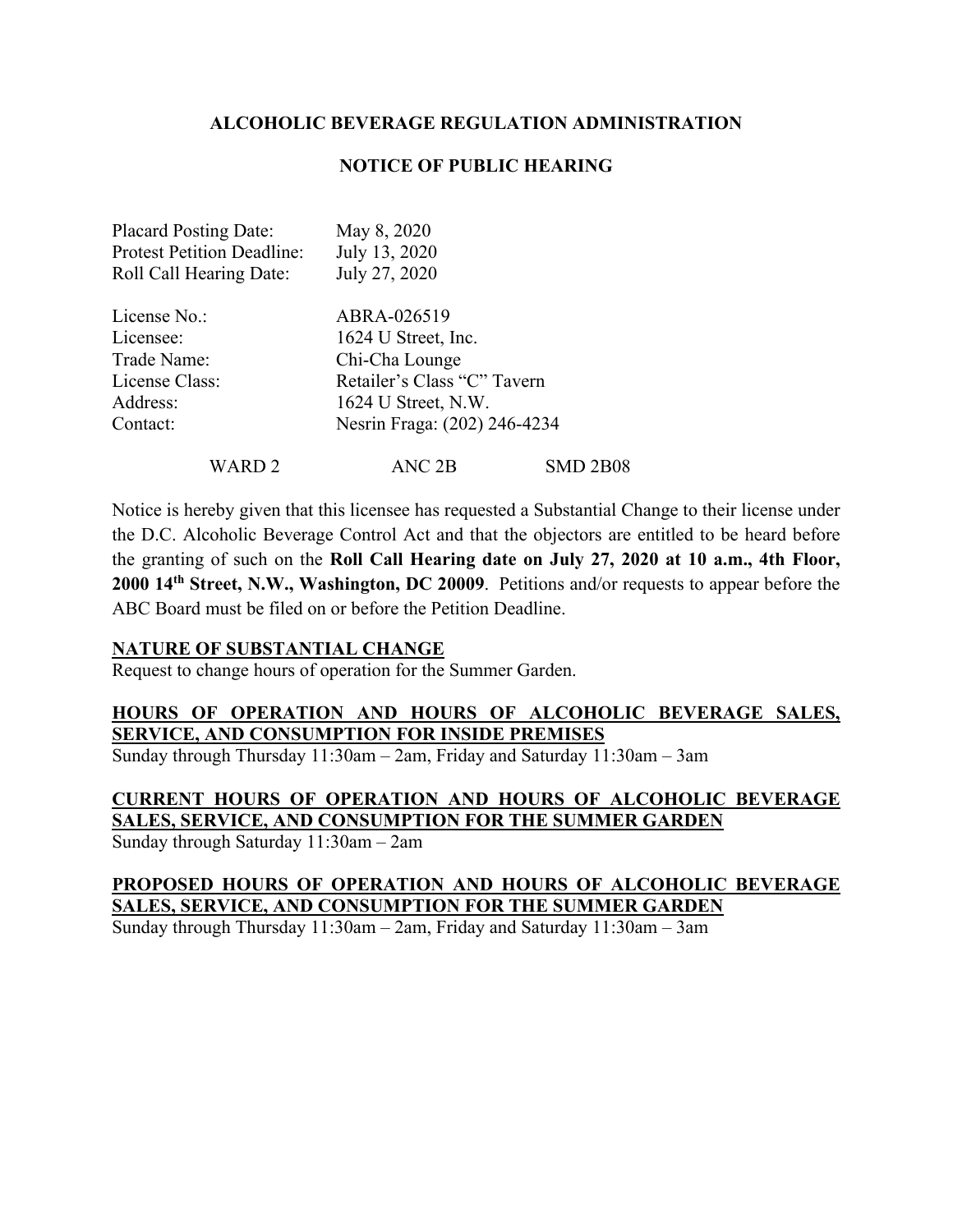**ALCOHOLIC BEVERAGE REGULATION ADMINISTRATION**

**NOTICE OF PUBLIC HEARING**

Placard Posting Date: May 8, 2020
Protest Petition Deadline: July 13, 2020
Roll Call Hearing Date: July 27, 2020

License No.: ABRA-026519
Licensee: 1624 U Street, Inc.
Trade Name: Chi-Cha Lounge
License Class: Retailer's Class "C" Tavern
Address: 1624 U Street, N.W.
Contact: Nesrin Fraga: (202) 246-4234

WARD 2 ANC 2B SMD 2B08

Notice is hereby given that this licensee has requested a Substantial Change to their license under the D.C. Alcoholic Beverage Control Act and that the objectors are entitled to be heard before the granting of such on the **Roll Call Hearing date on July 27, 2020 at 10 a.m., 4th Floor, 2000 14th Street, N.W., Washington, DC 20009**. Petitions and/or requests to appear before the ABC Board must be filed on or before the Petition Deadline.

**NATURE OF SUBSTANTIAL CHANGE**

Request to change hours of operation for the Summer Garden.

**HOURS OF OPERATION AND HOURS OF ALCOHOLIC BEVERAGE SALES, SERVICE, AND CONSUMPTION FOR INSIDE PREMISES**

Sunday through Thursday 11:30am – 2am, Friday and Saturday 11:30am – 3am

**CURRENT HOURS OF OPERATION AND HOURS OF ALCOHOLIC BEVERAGE SALES, SERVICE, AND CONSUMPTION FOR THE SUMMER GARDEN**

Sunday through Saturday 11:30am – 2am

**PROPOSED HOURS OF OPERATION AND HOURS OF ALCOHOLIC BEVERAGE SALES, SERVICE, AND CONSUMPTION FOR THE SUMMER GARDEN**

Sunday through Thursday 11:30am – 2am, Friday and Saturday 11:30am – 3am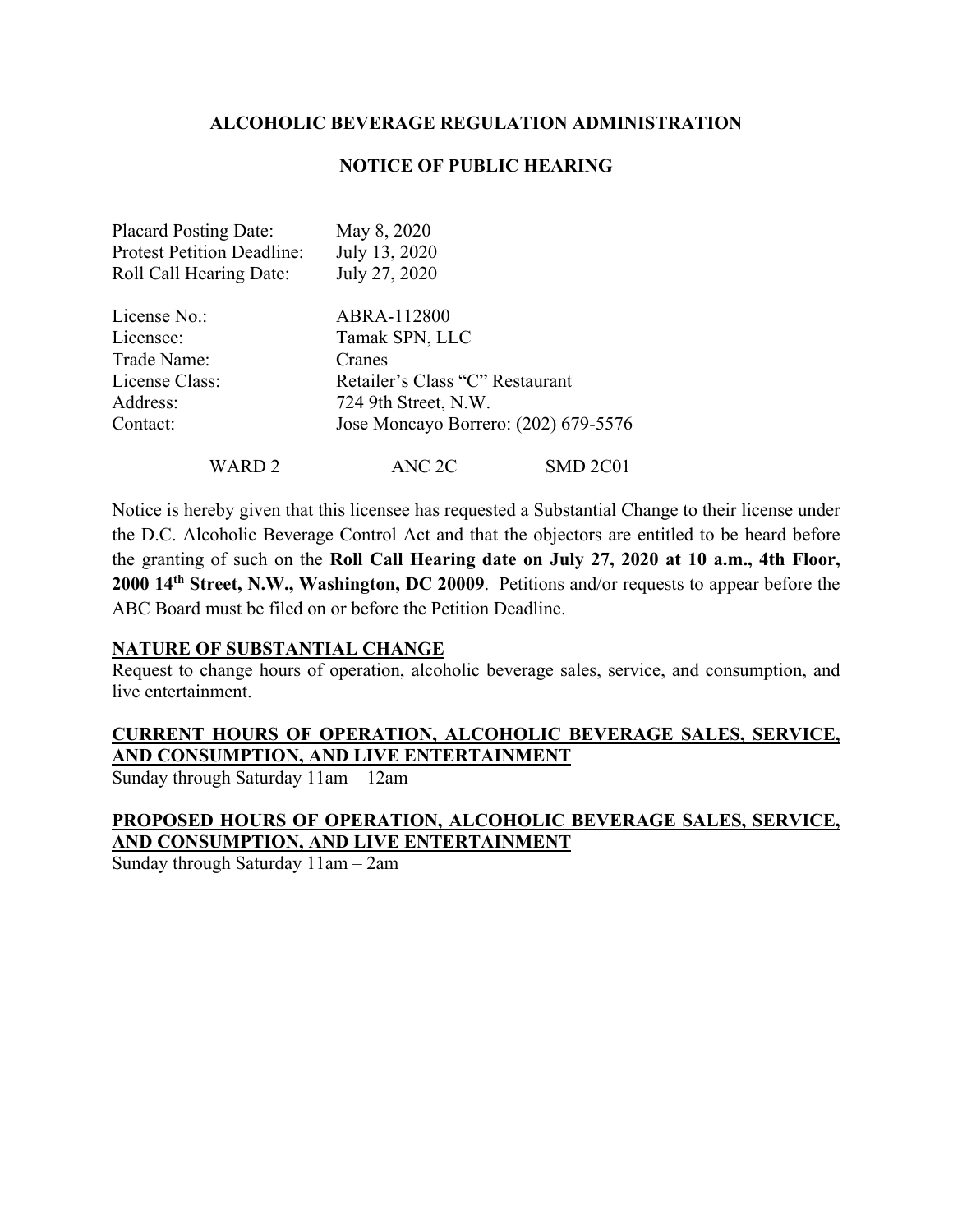**ALCOHOLIC BEVERAGE REGULATION ADMINISTRATION**

**NOTICE OF PUBLIC HEARING**

Placard Posting Date: May 8, 2020
Protest Petition Deadline: July 13, 2020
Roll Call Hearing Date: July 27, 2020

License No.: ABRA-112800
Licensee: Tamak SPN, LLC
Trade Name: Cranes
License Class: Retailer's Class "C" Restaurant
Address: 724 9th Street, N.W.
Contact: Jose Moncayo Borrero: (202) 679-5576

WARD 2 ANC 2C SMD 2C01

Notice is hereby given that this licensee has requested a Substantial Change to their license under the D.C. Alcoholic Beverage Control Act and that the objectors are entitled to be heard before the granting of such on the **Roll Call Hearing date on July 27, 2020 at 10 a.m., 4th Floor, 2000 14th Street, N.W., Washington, DC 20009**. Petitions and/or requests to appear before the ABC Board must be filed on or before the Petition Deadline.

**NATURE OF SUBSTANTIAL CHANGE**

Request to change hours of operation, alcoholic beverage sales, service, and consumption, and live entertainment.

**CURRENT HOURS OF OPERATION, ALCOHOLIC BEVERAGE SALES, SERVICE, AND CONSUMPTION, AND LIVE ENTERTAINMENT**

Sunday through Saturday 11am – 12am

**PROPOSED HOURS OF OPERATION, ALCOHOLIC BEVERAGE SALES, SERVICE, AND CONSUMPTION, AND LIVE ENTERTAINMENT**

Sunday through Saturday 11am – 2am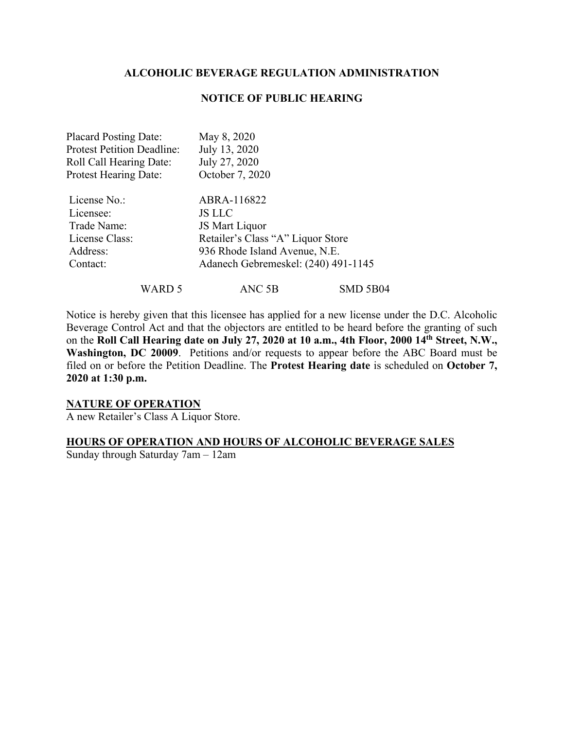**ALCOHOLIC BEVERAGE REGULATION ADMINISTRATION**

**NOTICE OF PUBLIC HEARING**

Placard Posting Date: May 8, 2020
Protest Petition Deadline: July 13, 2020
Roll Call Hearing Date: July 27, 2020
Protest Hearing Date: October 7, 2020

License No.: ABRA-116822
Licensee: JS LLC
Trade Name: JS Mart Liquor
License Class: Retailer's Class "A" Liquor Store
Address: 936 Rhode Island Avenue, N.E.
Contact: Adanech Gebremeskel: (240) 491-1145

WARD 5 ANC 5B SMD 5B04

Notice is hereby given that this licensee has applied for a new license under the D.C. Alcoholic Beverage Control Act and that the objectors are entitled to be heard before the granting of such on the **Roll Call Hearing date on July 27, 2020 at 10 a.m., 4th Floor, 2000 14th Street, N.W., Washington, DC 20009**. Petitions and/or requests to appear before the ABC Board must be filed on or before the Petition Deadline. The **Protest Hearing date** is scheduled on **October 7, 2020 at 1:30 p.m.**

**NATURE OF OPERATION**
A new Retailer's Class A Liquor Store.

**HOURS OF OPERATION AND HOURS OF ALCOHOLIC BEVERAGE SALES**
Sunday through Saturday 7am – 12am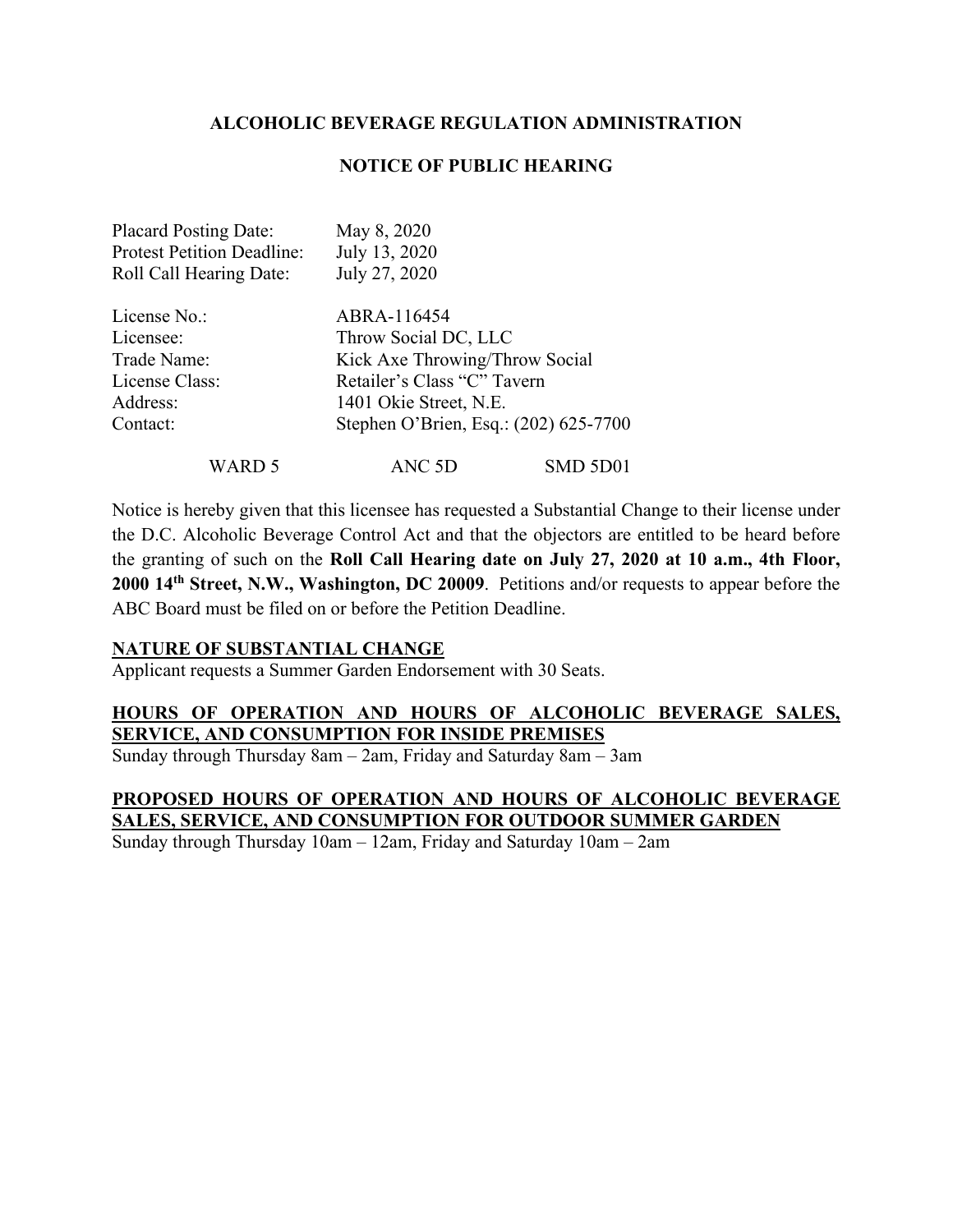**ALCOHOLIC BEVERAGE REGULATION ADMINISTRATION**

**NOTICE OF PUBLIC HEARING**

Placard Posting Date: May 8, 2020
Protest Petition Deadline: July 13, 2020
Roll Call Hearing Date: July 27, 2020

License No.: ABRA-116454
Licensee: Throw Social DC, LLC
Trade Name: Kick Axe Throwing/Throw Social
License Class: Retailer's Class "C" Tavern
Address: 1401 Okie Street, N.E.
Contact: Stephen O'Brien, Esq.: (202) 625-7700

WARD 5 ANC 5D SMD 5D01

Notice is hereby given that this licensee has requested a Substantial Change to their license under the D.C. Alcoholic Beverage Control Act and that the objectors are entitled to be heard before the granting of such on the **Roll Call Hearing date on July 27, 2020 at 10 a.m., 4th Floor, 2000 14th Street, N.W., Washington, DC 20009**. Petitions and/or requests to appear before the ABC Board must be filed on or before the Petition Deadline.

**NATURE OF SUBSTANTIAL CHANGE**

Applicant requests a Summer Garden Endorsement with 30 Seats.

**HOURS OF OPERATION AND HOURS OF ALCOHOLIC BEVERAGE SALES, SERVICE, AND CONSUMPTION FOR INSIDE PREMISES**

Sunday through Thursday 8am – 2am, Friday and Saturday 8am – 3am

**PROPOSED HOURS OF OPERATION AND HOURS OF ALCOHOLIC BEVERAGE SALES, SERVICE, AND CONSUMPTION FOR OUTDOOR SUMMER GARDEN**

Sunday through Thursday 10am – 12am, Friday and Saturday 10am – 2am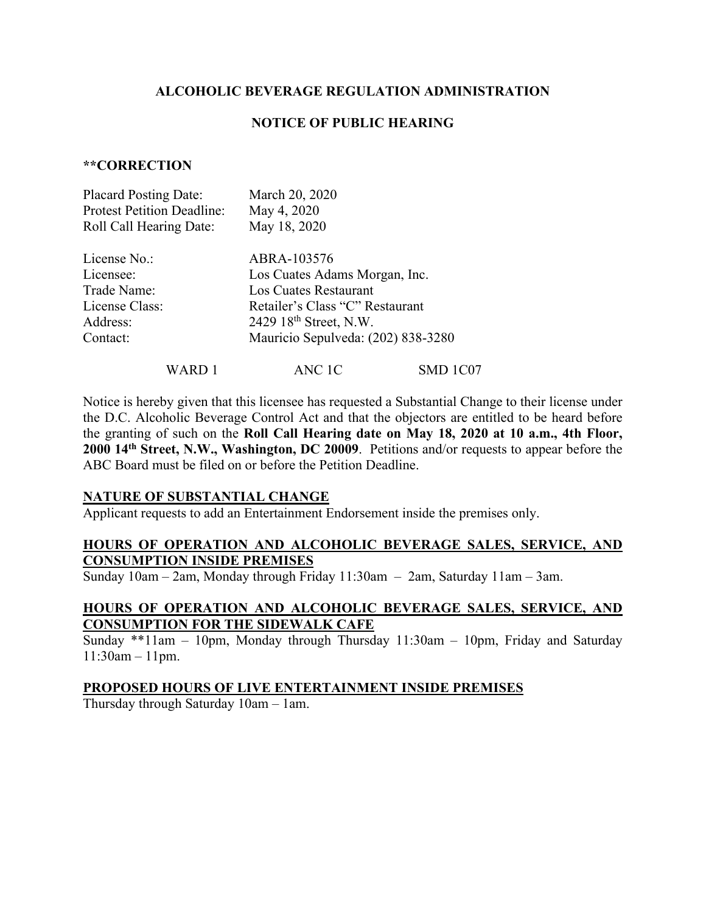**ALCOHOLIC BEVERAGE REGULATION ADMINISTRATION**

**NOTICE OF PUBLIC HEARING**

****CORRECTION**

Placard Posting Date: March 20, 2020
Protest Petition Deadline: May 4, 2020
Roll Call Hearing Date: May 18, 2020

License No.: ABRA-103576
Licensee: Los Cuates Adams Morgan, Inc.
Trade Name: Los Cuates Restaurant
License Class: Retailer's Class "C" Restaurant
Address: 2429 18th Street, N.W.
Contact: Mauricio Sepulveda: (202) 838-3280

WARD 1 ANC 1C SMD 1C07

Notice is hereby given that this licensee has requested a Substantial Change to their license under the D.C. Alcoholic Beverage Control Act and that the objectors are entitled to be heard before the granting of such on the **Roll Call Hearing date on May 18, 2020 at 10 a.m., 4th Floor, 2000 14th Street, N.W., Washington, DC 20009**. Petitions and/or requests to appear before the ABC Board must be filed on or before the Petition Deadline.

**NATURE OF SUBSTANTIAL CHANGE**

Applicant requests to add an Entertainment Endorsement inside the premises only.

**HOURS OF OPERATION AND ALCOHOLIC BEVERAGE SALES, SERVICE, AND CONSUMPTION INSIDE PREMISES**

Sunday 10am – 2am, Monday through Friday 11:30am – 2am, Saturday 11am – 3am.

**HOURS OF OPERATION AND ALCOHOLIC BEVERAGE SALES, SERVICE, AND CONSUMPTION FOR THE SIDEWALK CAFE**

Sunday **11am – 10pm, Monday through Thursday 11:30am – 10pm, Friday and Saturday 11:30am – 11pm.

**PROPOSED HOURS OF LIVE ENTERTAINMENT INSIDE PREMISES**

Thursday through Saturday 10am – 1am.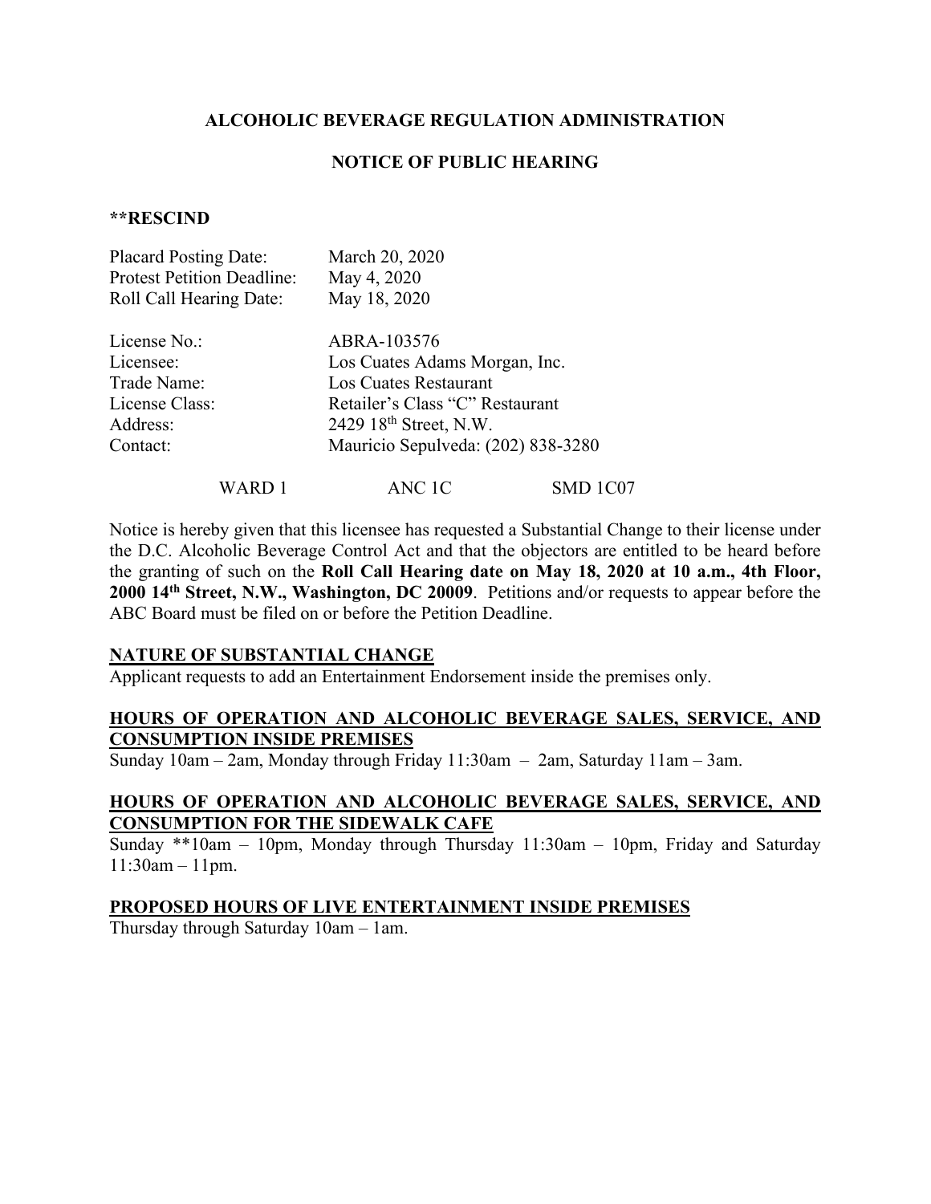**ALCOHOLIC BEVERAGE REGULATION ADMINISTRATION**

**NOTICE OF PUBLIC HEARING**

****RESCIND**

Placard Posting Date: March 20, 2020
Protest Petition Deadline: May 4, 2020
Roll Call Hearing Date: May 18, 2020

License No.: ABRA-103576
Licensee: Los Cuates Adams Morgan, Inc.
Trade Name: Los Cuates Restaurant
License Class: Retailer's Class "C" Restaurant
Address: 2429 18th Street, N.W.
Contact: Mauricio Sepulveda: (202) 838-3280

WARD 1 ANC 1C SMD 1C07

Notice is hereby given that this licensee has requested a Substantial Change to their license under the D.C. Alcoholic Beverage Control Act and that the objectors are entitled to be heard before the granting of such on the **Roll Call Hearing date on May 18, 2020 at 10 a.m., 4th Floor, 2000 14th Street, N.W., Washington, DC 20009**. Petitions and/or requests to appear before the ABC Board must be filed on or before the Petition Deadline.

**NATURE OF SUBSTANTIAL CHANGE**

Applicant requests to add an Entertainment Endorsement inside the premises only.

**HOURS OF OPERATION AND ALCOHOLIC BEVERAGE SALES, SERVICE, AND CONSUMPTION INSIDE PREMISES**

Sunday 10am – 2am, Monday through Friday 11:30am – 2am, Saturday 11am – 3am.

**HOURS OF OPERATION AND ALCOHOLIC BEVERAGE SALES, SERVICE, AND CONSUMPTION FOR THE SIDEWALK CAFE**

Sunday **10am – 10pm, Monday through Thursday 11:30am – 10pm, Friday and Saturday 11:30am – 11pm.

**PROPOSED HOURS OF LIVE ENTERTAINMENT INSIDE PREMISES**

Thursday through Saturday 10am – 1am.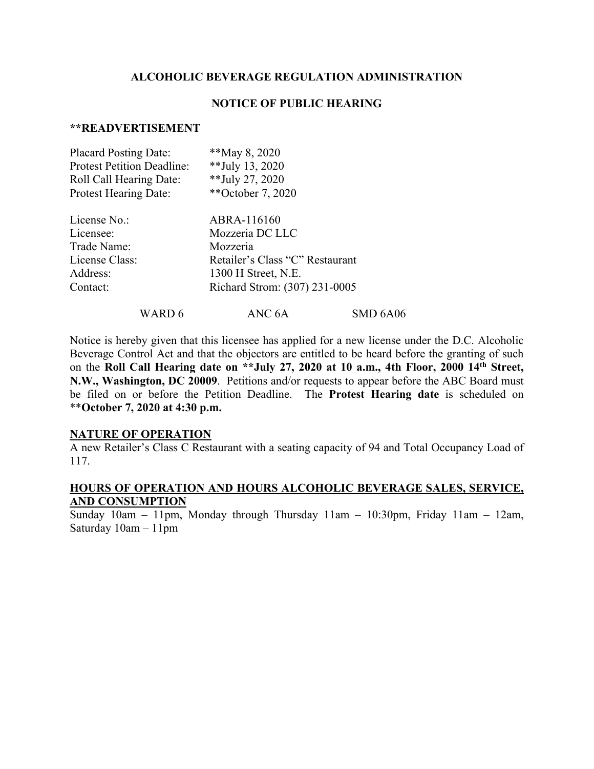**ALCOHOLIC BEVERAGE REGULATION ADMINISTRATION**

**NOTICE OF PUBLIC HEARING**

****READVERTISEMENT**

Placard Posting Date: **May 8, 2020
Protest Petition Deadline: **July 13, 2020
Roll Call Hearing Date: **July 27, 2020
Protest Hearing Date: **October 7, 2020

License No.: ABRA-116160
Licensee: Mozzeria DC LLC
Trade Name: Mozzeria
License Class: Retailer's Class "C" Restaurant
Address: 1300 H Street, N.E.
Contact: Richard Strom: (307) 231-0005

WARD 6 ANC 6A SMD 6A06

Notice is hereby given that this licensee has applied for a new license under the D.C. Alcoholic Beverage Control Act and that the objectors are entitled to be heard before the granting of such on the **Roll Call Hearing date on **July 27, 2020 at 10 a.m., 4th Floor, 2000 14th Street, N.W., Washington, DC 20009**. Petitions and/or requests to appear before the ABC Board must be filed on or before the Petition Deadline. The **Protest Hearing date** is scheduled on ****October 7, 2020 at 4:30 p.m.**

**NATURE OF OPERATION**

A new Retailer's Class C Restaurant with a seating capacity of 94 and Total Occupancy Load of 117.

**HOURS OF OPERATION AND HOURS ALCOHOLIC BEVERAGE SALES, SERVICE, AND CONSUMPTION**

Sunday 10am – 11pm, Monday through Thursday 11am – 10:30pm, Friday 11am – 12am, Saturday 10am – 11pm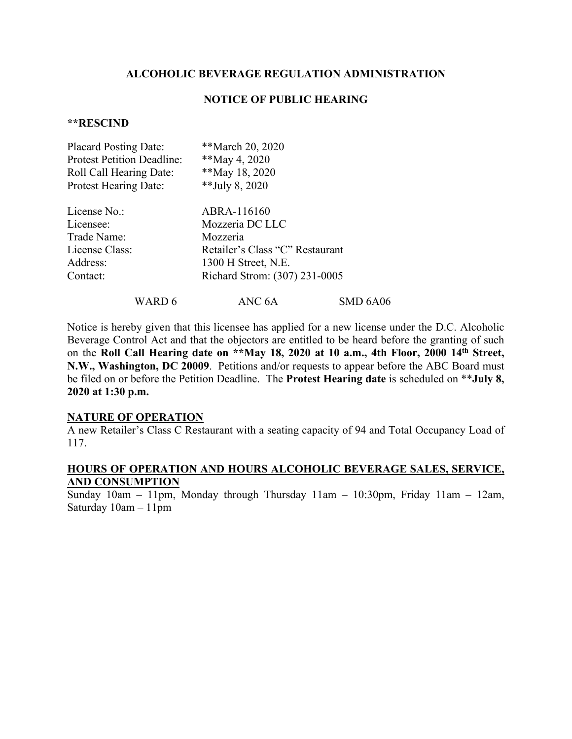## ALCOHOLIC BEVERAGE REGULATION ADMINISTRATION

## NOTICE OF PUBLIC HEARING

**\*\*RESCIND**

Placard Posting Date: **March 20, 2020
Protest Petition Deadline: **May 4, 2020
Roll Call Hearing Date: **May 18, 2020
Protest Hearing Date: **July 8, 2020

License No.: ABRA-116160
Licensee: Mozzeria DC LLC
Trade Name: Mozzeria
License Class: Retailer's Class "C" Restaurant
Address: 1300 H Street, N.E.
Contact: Richard Strom: (307) 231-0005

WARD 6 ANC 6A SMD 6A06

Notice is hereby given that this licensee has applied for a new license under the D.C. Alcoholic Beverage Control Act and that the objectors are entitled to be heard before the granting of such on the **Roll Call Hearing date on \*\*May 18, 2020 at 10 a.m., 4th Floor, 2000 14th Street, N.W., Washington, DC 20009**. Petitions and/or requests to appear before the ABC Board must be filed on or before the Petition Deadline. The **Protest Hearing date** is scheduled on \*\***July 8, 2020 at 1:30 p.m.**

**NATURE OF OPERATION**

A new Retailer's Class C Restaurant with a seating capacity of 94 and Total Occupancy Load of 117.

**HOURS OF OPERATION AND HOURS ALCOHOLIC BEVERAGE SALES, SERVICE, AND CONSUMPTION**

Sunday 10am – 11pm, Monday through Thursday 11am – 10:30pm, Friday 11am – 12am, Saturday 10am – 11pm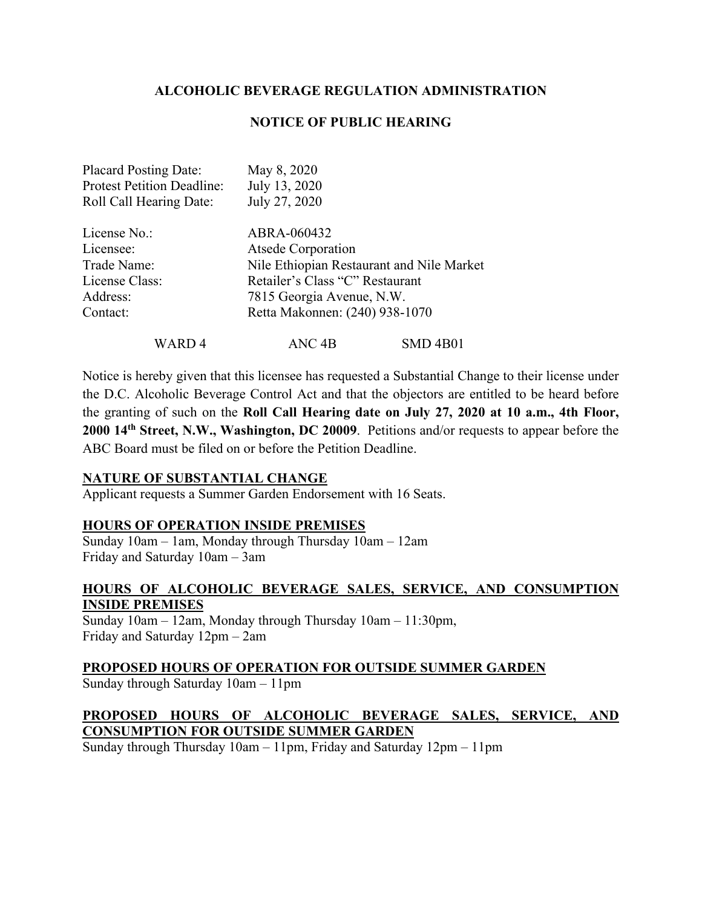## ALCOHOLIC BEVERAGE REGULATION ADMINISTRATION

## NOTICE OF PUBLIC HEARING

Placard Posting Date: May 8, 2020
Protest Petition Deadline: July 13, 2020
Roll Call Hearing Date: July 27, 2020

License No.: ABRA-060432
Licensee: Atsede Corporation
Trade Name: Nile Ethiopian Restaurant and Nile Market
License Class: Retailer's Class "C" Restaurant
Address: 7815 Georgia Avenue, N.W.
Contact: Retta Makonnen: (240) 938-1070

WARD 4 ANC 4B SMD 4B01

Notice is hereby given that this licensee has requested a Substantial Change to their license under the D.C. Alcoholic Beverage Control Act and that the objectors are entitled to be heard before the granting of such on the **Roll Call Hearing date on July 27, 2020 at 10 a.m., 4th Floor, 2000 14th Street, N.W., Washington, DC 20009**. Petitions and/or requests to appear before the ABC Board must be filed on or before the Petition Deadline.

**NATURE OF SUBSTANTIAL CHANGE**

Applicant requests a Summer Garden Endorsement with 16 Seats.

**HOURS OF OPERATION INSIDE PREMISES**

Sunday 10am – 1am, Monday through Thursday 10am – 12am
Friday and Saturday 10am – 3am

**HOURS OF ALCOHOLIC BEVERAGE SALES, SERVICE, AND CONSUMPTION INSIDE PREMISES**

Sunday 10am – 12am, Monday through Thursday 10am – 11:30pm,
Friday and Saturday 12pm – 2am

**PROPOSED HOURS OF OPERATION FOR OUTSIDE SUMMER GARDEN**

Sunday through Saturday 10am – 11pm

**PROPOSED HOURS OF ALCOHOLIC BEVERAGE SALES, SERVICE, AND CONSUMPTION FOR OUTSIDE SUMMER GARDEN**

Sunday through Thursday 10am – 11pm, Friday and Saturday 12pm – 11pm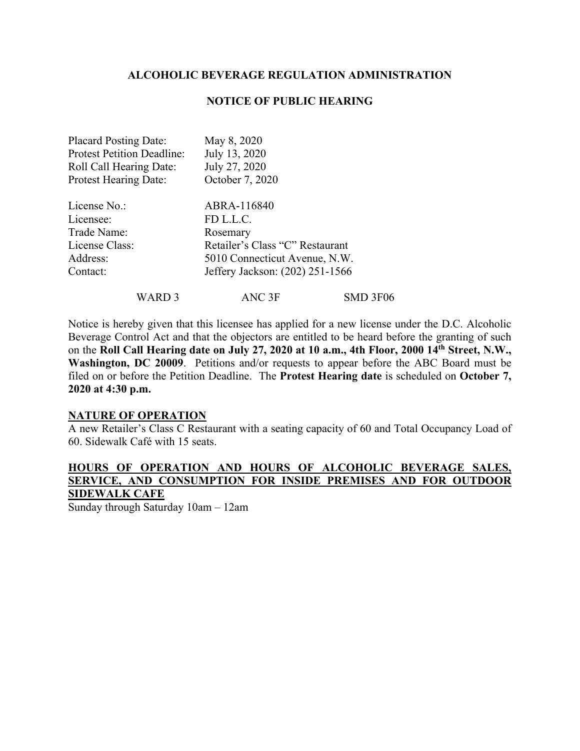**ALCOHOLIC BEVERAGE REGULATION ADMINISTRATION**

**NOTICE OF PUBLIC HEARING**

Placard Posting Date: May 8, 2020
Protest Petition Deadline: July 13, 2020
Roll Call Hearing Date: July 27, 2020
Protest Hearing Date: October 7, 2020

License No.: ABRA-116840
Licensee: FD L.L.C.
Trade Name: Rosemary
License Class: Retailer's Class "C" Restaurant
Address: 5010 Connecticut Avenue, N.W.
Contact: Jeffery Jackson: (202) 251-1566

WARD 3 ANC 3F SMD 3F06

Notice is hereby given that this licensee has applied for a new license under the D.C. Alcoholic Beverage Control Act and that the objectors are entitled to be heard before the granting of such on the **Roll Call Hearing date on July 27, 2020 at 10 a.m., 4th Floor, 2000 14th Street, N.W., Washington, DC 20009**. Petitions and/or requests to appear before the ABC Board must be filed on or before the Petition Deadline. The **Protest Hearing date** is scheduled on **October 7, 2020 at 4:30 p.m.**

**NATURE OF OPERATION**

A new Retailer's Class C Restaurant with a seating capacity of 60 and Total Occupancy Load of 60. Sidewalk Café with 15 seats.

**HOURS OF OPERATION AND HOURS OF ALCOHOLIC BEVERAGE SALES, SERVICE, AND CONSUMPTION FOR INSIDE PREMISES AND FOR OUTDOOR SIDEWALK CAFE**

Sunday through Saturday 10am – 12am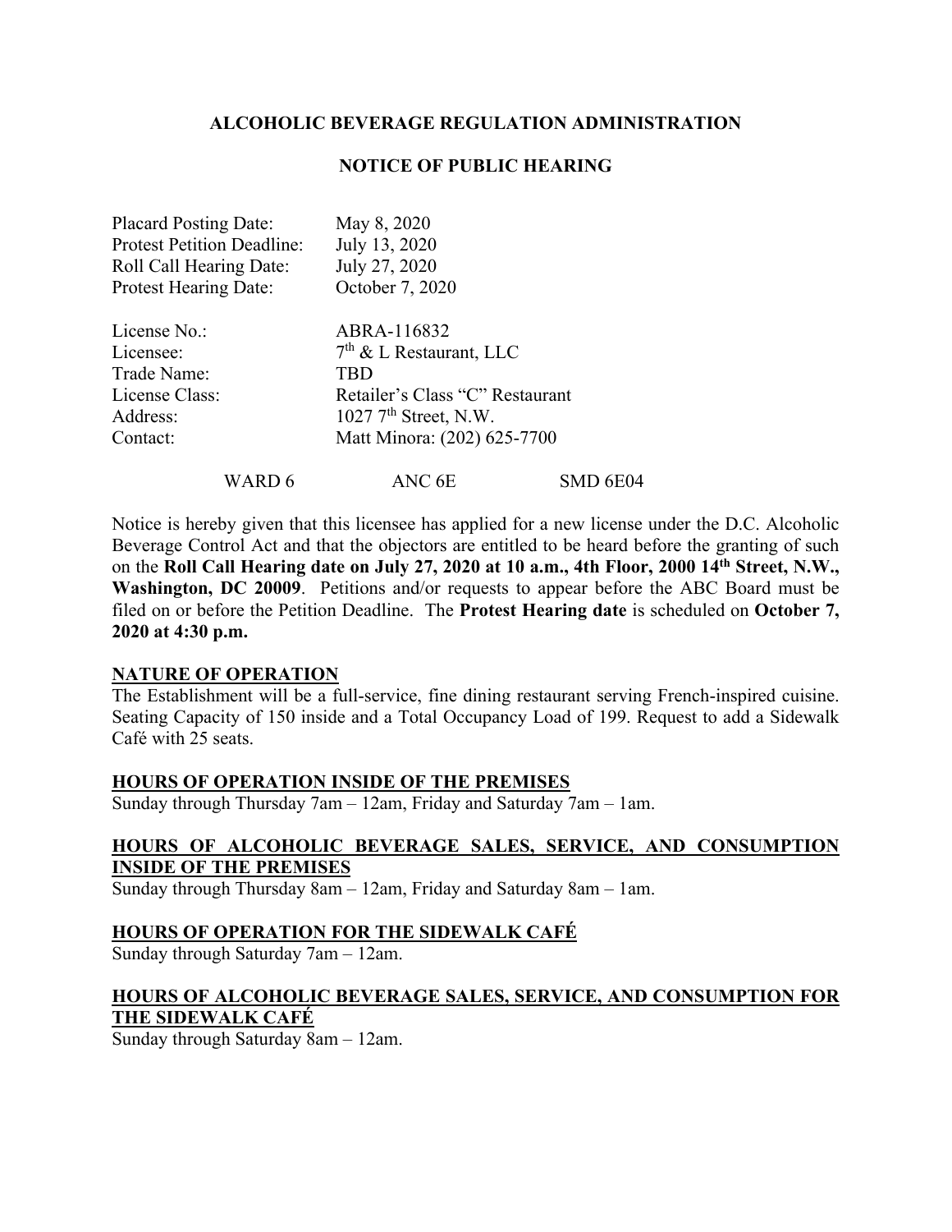**ALCOHOLIC BEVERAGE REGULATION ADMINISTRATION**

**NOTICE OF PUBLIC HEARING**

Placard Posting Date: May 8, 2020
Protest Petition Deadline: July 13, 2020
Roll Call Hearing Date: July 27, 2020
Protest Hearing Date: October 7, 2020

License No.: ABRA-116832
Licensee: 7th & L Restaurant, LLC
Trade Name: TBD
License Class: Retailer's Class "C" Restaurant
Address: 1027 7th Street, N.W.
Contact: Matt Minora: (202) 625-7700

WARD 6 ANC 6E SMD 6E04

Notice is hereby given that this licensee has applied for a new license under the D.C. Alcoholic Beverage Control Act and that the objectors are entitled to be heard before the granting of such on the **Roll Call Hearing date on July 27, 2020 at 10 a.m., 4th Floor, 2000 14th Street, N.W., Washington, DC 20009**. Petitions and/or requests to appear before the ABC Board must be filed on or before the Petition Deadline. The **Protest Hearing date** is scheduled on **October 7, 2020 at 4:30 p.m.**

**NATURE OF OPERATION**

The Establishment will be a full-service, fine dining restaurant serving French-inspired cuisine. Seating Capacity of 150 inside and a Total Occupancy Load of 199. Request to add a Sidewalk Café with 25 seats.

**HOURS OF OPERATION INSIDE OF THE PREMISES**

Sunday through Thursday 7am – 12am, Friday and Saturday 7am – 1am.

**HOURS OF ALCOHOLIC BEVERAGE SALES, SERVICE, AND CONSUMPTION INSIDE OF THE PREMISES**

Sunday through Thursday 8am – 12am, Friday and Saturday 8am – 1am.

**HOURS OF OPERATION FOR THE SIDEWALK CAFÉ**

Sunday through Saturday 7am – 12am.

**HOURS OF ALCOHOLIC BEVERAGE SALES, SERVICE, AND CONSUMPTION FOR THE SIDEWALK CAFÉ**

Sunday through Saturday 8am – 12am.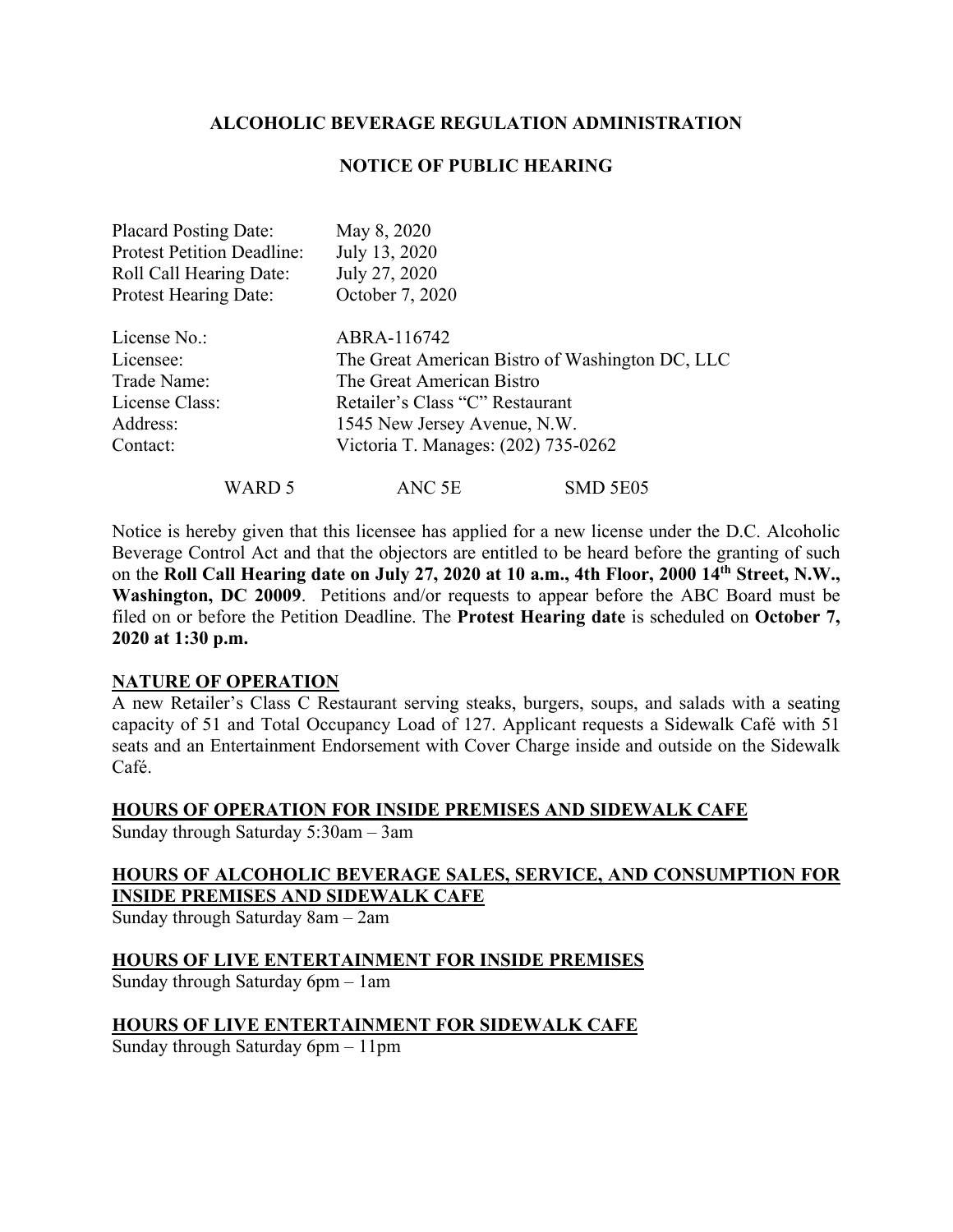**ALCOHOLIC BEVERAGE REGULATION ADMINISTRATION**

**NOTICE OF PUBLIC HEARING**

| | |
|---|---|
| Placard Posting Date: | May 8, 2020 |
| Protest Petition Deadline: | July 13, 2020 |
| Roll Call Hearing Date: | July 27, 2020 |
| Protest Hearing Date: | October 7, 2020 |

| | |
|---|---|
| License No.: | ABRA-116742 |
| Licensee: | The Great American Bistro of Washington DC, LLC |
| Trade Name: | The Great American Bistro |
| License Class: | Retailer's Class "C" Restaurant |
| Address: | 1545 New Jersey Avenue, N.W. |
| Contact: | Victoria T. Manages: (202) 735-0262 |

WARD 5 ANC 5E SMD 5E05

Notice is hereby given that this licensee has applied for a new license under the D.C. Alcoholic Beverage Control Act and that the objectors are entitled to be heard before the granting of such on the **Roll Call Hearing date on July 27, 2020 at 10 a.m., 4th Floor, 2000 14th Street, N.W., Washington, DC 20009**. Petitions and/or requests to appear before the ABC Board must be filed on or before the Petition Deadline. The **Protest Hearing date** is scheduled on **October 7, 2020 at 1:30 p.m.**

**NATURE OF OPERATION**

A new Retailer's Class C Restaurant serving steaks, burgers, soups, and salads with a seating capacity of 51 and Total Occupancy Load of 127. Applicant requests a Sidewalk Café with 51 seats and an Entertainment Endorsement with Cover Charge inside and outside on the Sidewalk Café.

**HOURS OF OPERATION FOR INSIDE PREMISES AND SIDEWALK CAFE**

Sunday through Saturday 5:30am – 3am

**HOURS OF ALCOHOLIC BEVERAGE SALES, SERVICE, AND CONSUMPTION FOR INSIDE PREMISES AND SIDEWALK CAFE**

Sunday through Saturday 8am – 2am

**HOURS OF LIVE ENTERTAINMENT FOR INSIDE PREMISES**

Sunday through Saturday 6pm – 1am

**HOURS OF LIVE ENTERTAINMENT FOR SIDEWALK CAFE**

Sunday through Saturday 6pm – 11pm